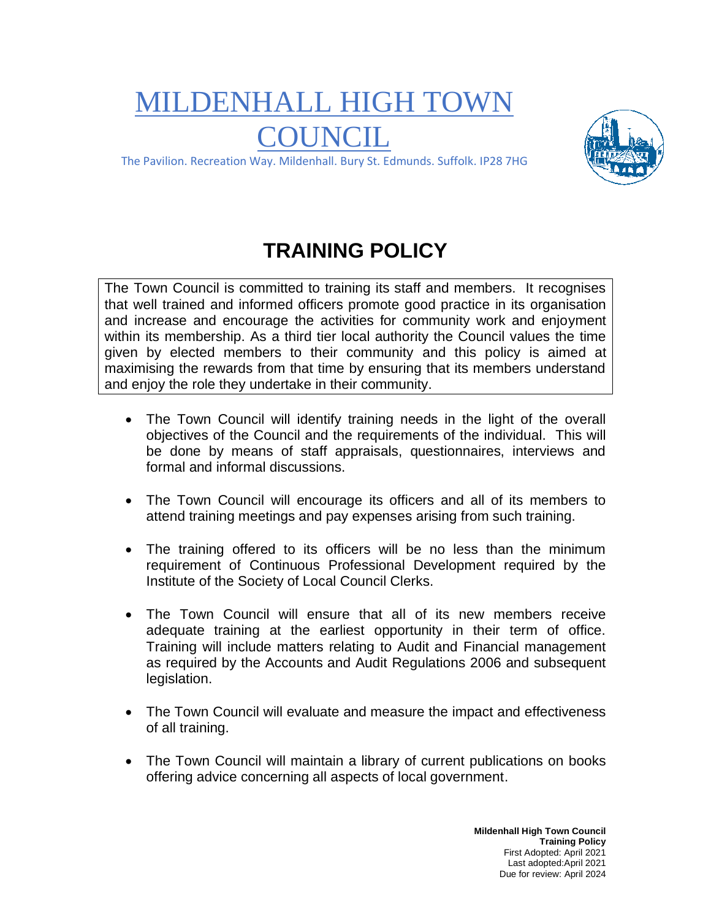# MILDENHALL HIGH TOWN COUNCIL

The Pavilion. Recreation Way. Mildenhall. Bury St. Edmunds. Suffolk. IP28 7HG

## TRAINING POLICY

The Town Council is committed to training its staff and members. It recognises that well trained and informed officers promote good practice in its organisation and increase and encourage the activities for community work and enjoyment within its membership. As a third tier local authority the Council values the time given by elected members to their community and this policy is aimed at maximising the rewards from that time by ensuring that its members understand and enjoy the role they undertake in their community.

- The Town Council will identify training needs in the light of the overall objectives of the Council and the requirements of the individual. This will be done by means of staff appraisals, questionnaires, interviews and formal and informal discussions.
- The Town Council will encourage its officers and all of its members to attend training meetings and pay expenses arising from such training.
- The training offered to its officers will be no less than the minimum requirement of Continuous Professional Development required by the Institute of the Society of Local Council Clerks.
- The Town Council will ensure that all of its new members receive adequate training at the earliest opportunity in their term of office. Training will include matters relating to Audit and Financial management as required by the Accounts and Audit Regulations 2006 and subsequent legislation.
- The Town Council will evaluate and measure the impact and effectiveness of all training.
- The Town Council will maintain a library of current publications on books offering advice concerning all aspects of local government.

**Mildenhall High Town Council**
**Training Policy**
First Adopted: April 2021
Last adopted:April 2021
Due for review: April 2024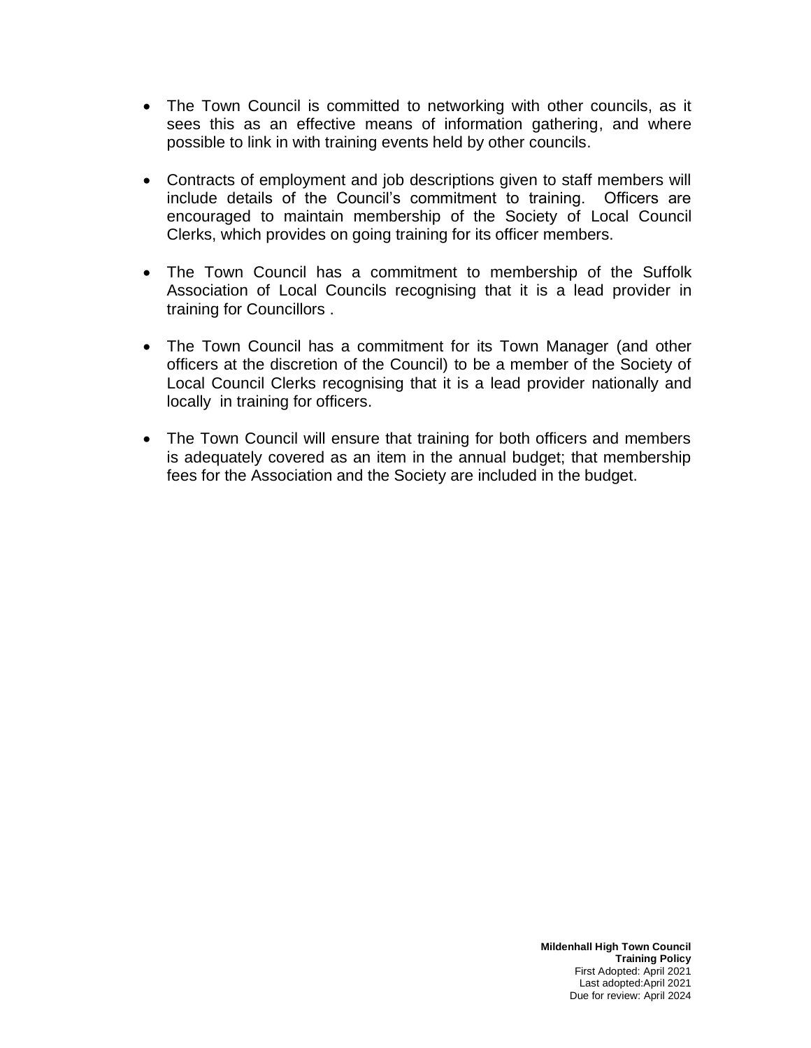- The Town Council is committed to networking with other councils, as it sees this as an effective means of information gathering, and where possible to link in with training events held by other councils.

- Contracts of employment and job descriptions given to staff members will include details of the Council's commitment to training. Officers are encouraged to maintain membership of the Society of Local Council Clerks, which provides on going training for its officer members.

- The Town Council has a commitment to membership of the Suffolk Association of Local Councils recognising that it is a lead provider in training for Councillors .

- The Town Council has a commitment for its Town Manager (and other officers at the discretion of the Council) to be a member of the Society of Local Council Clerks recognising that it is a lead provider nationally and locally in training for officers.

- The Town Council will ensure that training for both officers and members is adequately covered as an item in the annual budget; that membership fees for the Association and the Society are included in the budget.